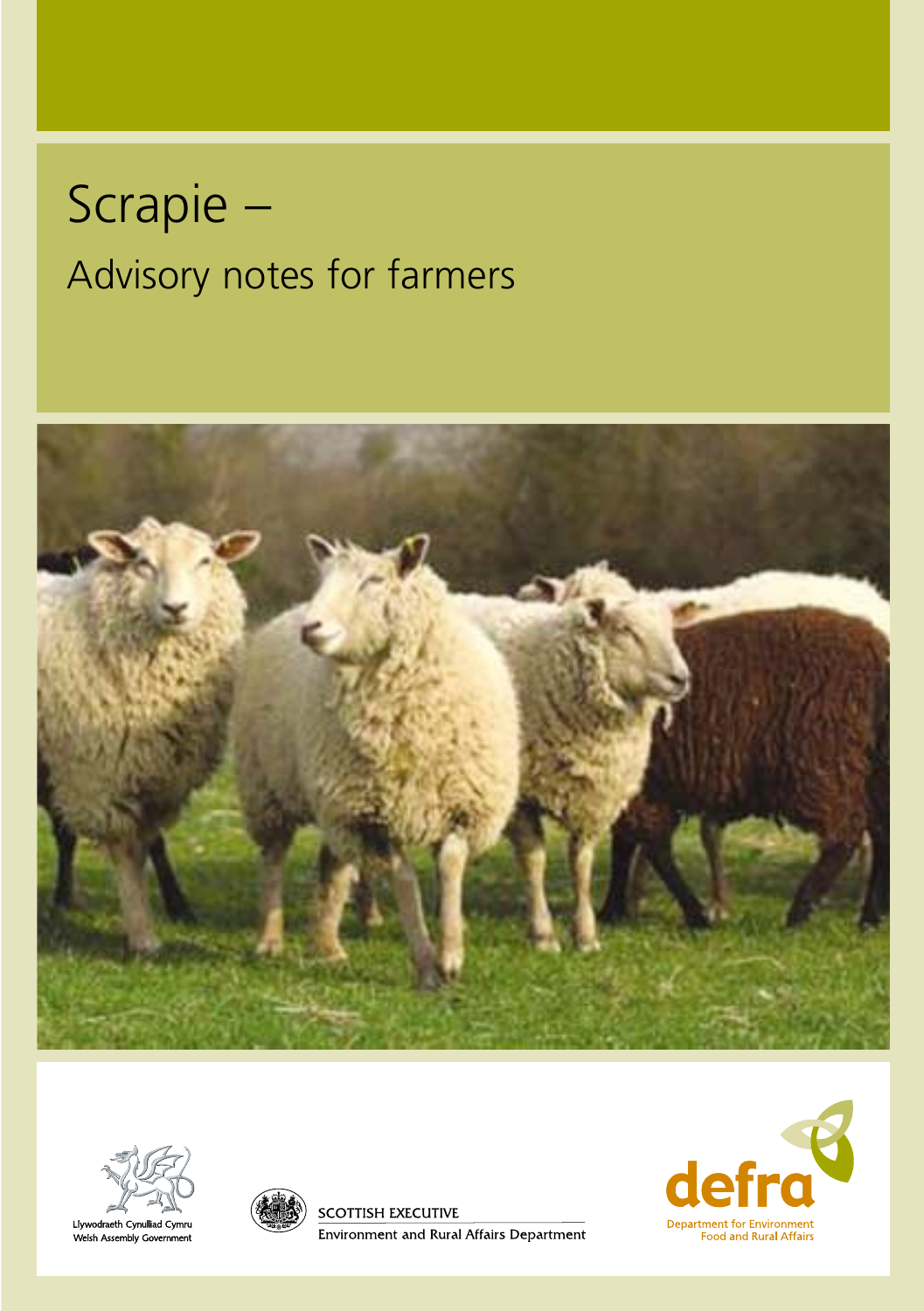# Scrapie –

## Advisory notes for farmers

Llywodraeth Cynulliad Cymru
Welsh Assembly Government

SCOTTISH EXECUTIVE
Environment and Rural Affairs Department

defra
Department for Environment
Food and Rural Affairs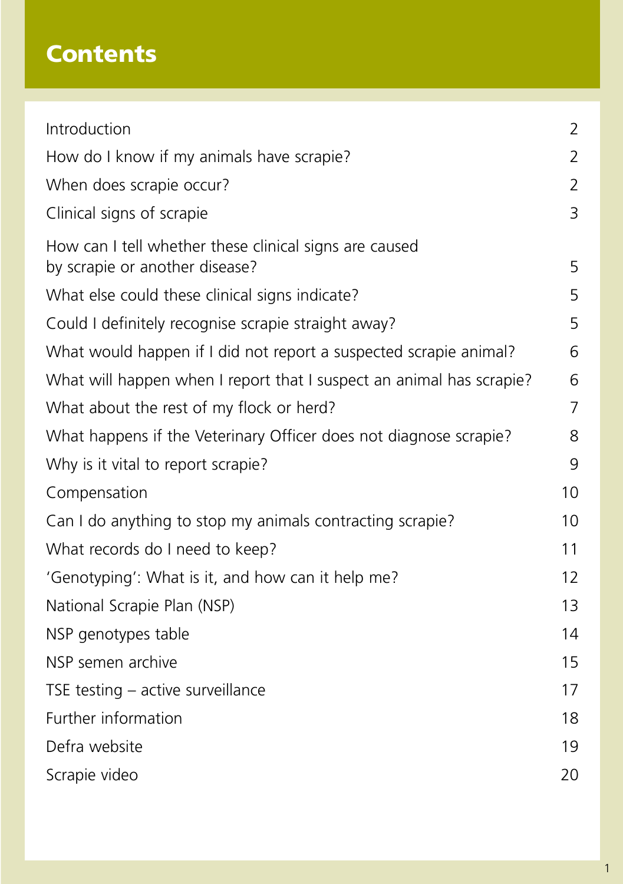# Contents

| | |
|---|---|
| Introduction | 2 |
| How do I know if my animals have scrapie? | 2 |
| When does scrapie occur? | 2 |
| Clinical signs of scrapie | 3 |
| How can I tell whether these clinical signs are caused by scrapie or another disease? | 5 |
| What else could these clinical signs indicate? | 5 |
| Could I definitely recognise scrapie straight away? | 5 |
| What would happen if I did not report a suspected scrapie animal? | 6 |
| What will happen when I report that I suspect an animal has scrapie? | 6 |
| What about the rest of my flock or herd? | 7 |
| What happens if the Veterinary Officer does not diagnose scrapie? | 8 |
| Why is it vital to report scrapie? | 9 |
| Compensation | 10 |
| Can I do anything to stop my animals contracting scrapie? | 10 |
| What records do I need to keep? | 11 |
| 'Genotyping': What is it, and how can it help me? | 12 |
| National Scrapie Plan (NSP) | 13 |
| NSP genotypes table | 14 |
| NSP semen archive | 15 |
| TSE testing – active surveillance | 17 |
| Further information | 18 |
| Defra website | 19 |
| Scrapie video | 20 |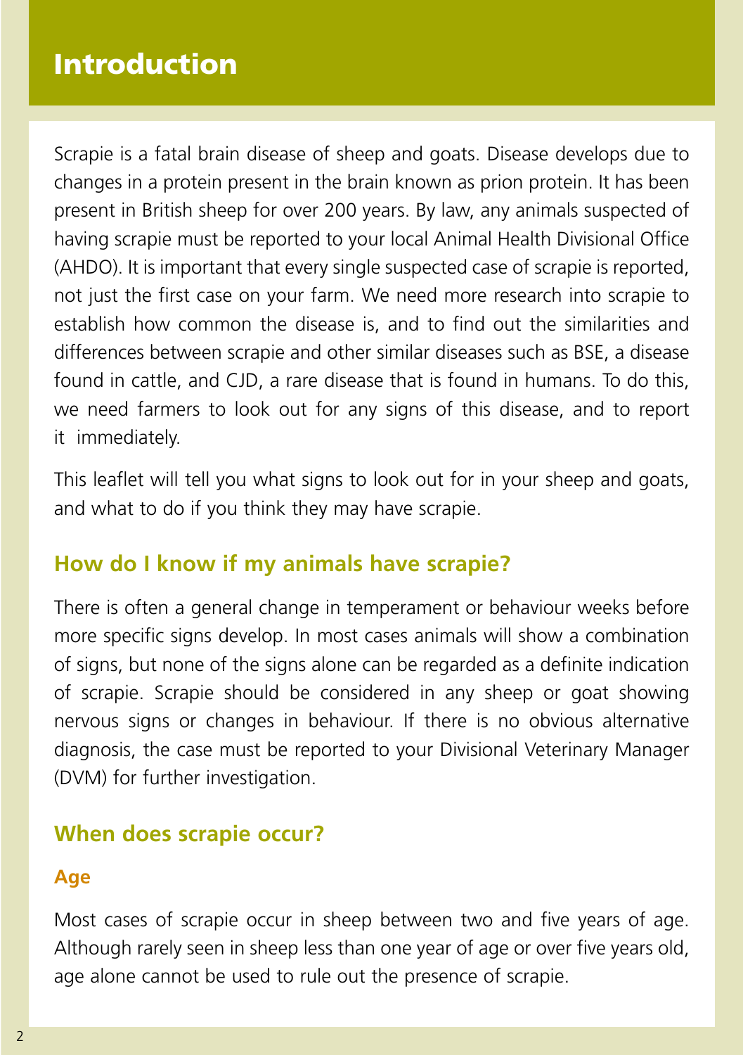# Introduction

Scrapie is a fatal brain disease of sheep and goats. Disease develops due to changes in a protein present in the brain known as prion protein. It has been present in British sheep for over 200 years. By law, any animals suspected of having scrapie must be reported to your local Animal Health Divisional Office (AHDO). It is important that every single suspected case of scrapie is reported, not just the first case on your farm. We need more research into scrapie to establish how common the disease is, and to find out the similarities and differences between scrapie and other similar diseases such as BSE, a disease found in cattle, and CJD, a rare disease that is found in humans. To do this, we need farmers to look out for any signs of this disease, and to report it immediately.

This leaflet will tell you what signs to look out for in your sheep and goats, and what to do if you think they may have scrapie.

## How do I know if my animals have scrapie?

There is often a general change in temperament or behaviour weeks before more specific signs develop. In most cases animals will show a combination of signs, but none of the signs alone can be regarded as a definite indication of scrapie. Scrapie should be considered in any sheep or goat showing nervous signs or changes in behaviour. If there is no obvious alternative diagnosis, the case must be reported to your Divisional Veterinary Manager (DVM) for further investigation.

## When does scrapie occur?

### Age

Most cases of scrapie occur in sheep between two and five years of age. Although rarely seen in sheep less than one year of age or over five years old, age alone cannot be used to rule out the presence of scrapie.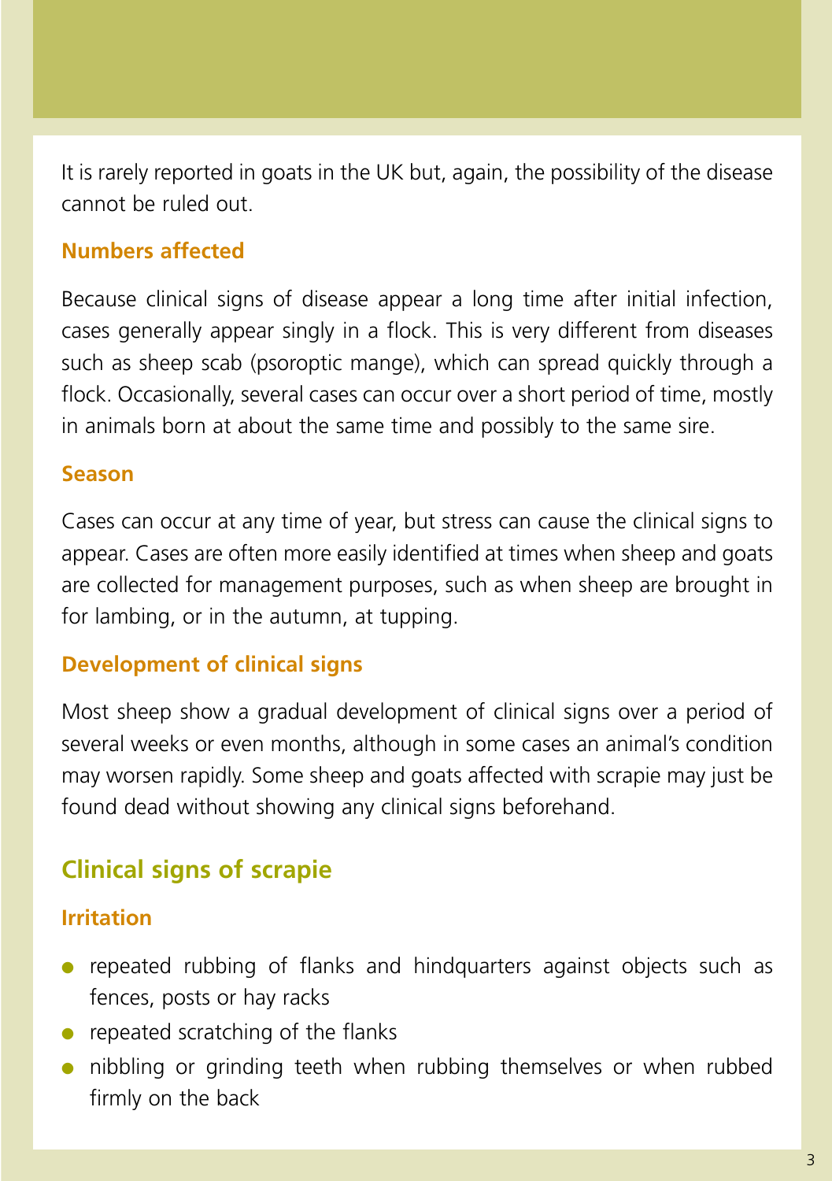It is rarely reported in goats in the UK but, again, the possibility of the disease cannot be ruled out.

### Numbers affected

Because clinical signs of disease appear a long time after initial infection, cases generally appear singly in a flock. This is very different from diseases such as sheep scab (psoroptic mange), which can spread quickly through a flock. Occasionally, several cases can occur over a short period of time, mostly in animals born at about the same time and possibly to the same sire.

### Season

Cases can occur at any time of year, but stress can cause the clinical signs to appear. Cases are often more easily identified at times when sheep and goats are collected for management purposes, such as when sheep are brought in for lambing, or in the autumn, at tupping.

### Development of clinical signs

Most sheep show a gradual development of clinical signs over a period of several weeks or even months, although in some cases an animal's condition may worsen rapidly. Some sheep and goats affected with scrapie may just be found dead without showing any clinical signs beforehand.

## Clinical signs of scrapie

### Irritation

- repeated rubbing of flanks and hindquarters against objects such as fences, posts or hay racks
- repeated scratching of the flanks
- nibbling or grinding teeth when rubbing themselves or when rubbed firmly on the back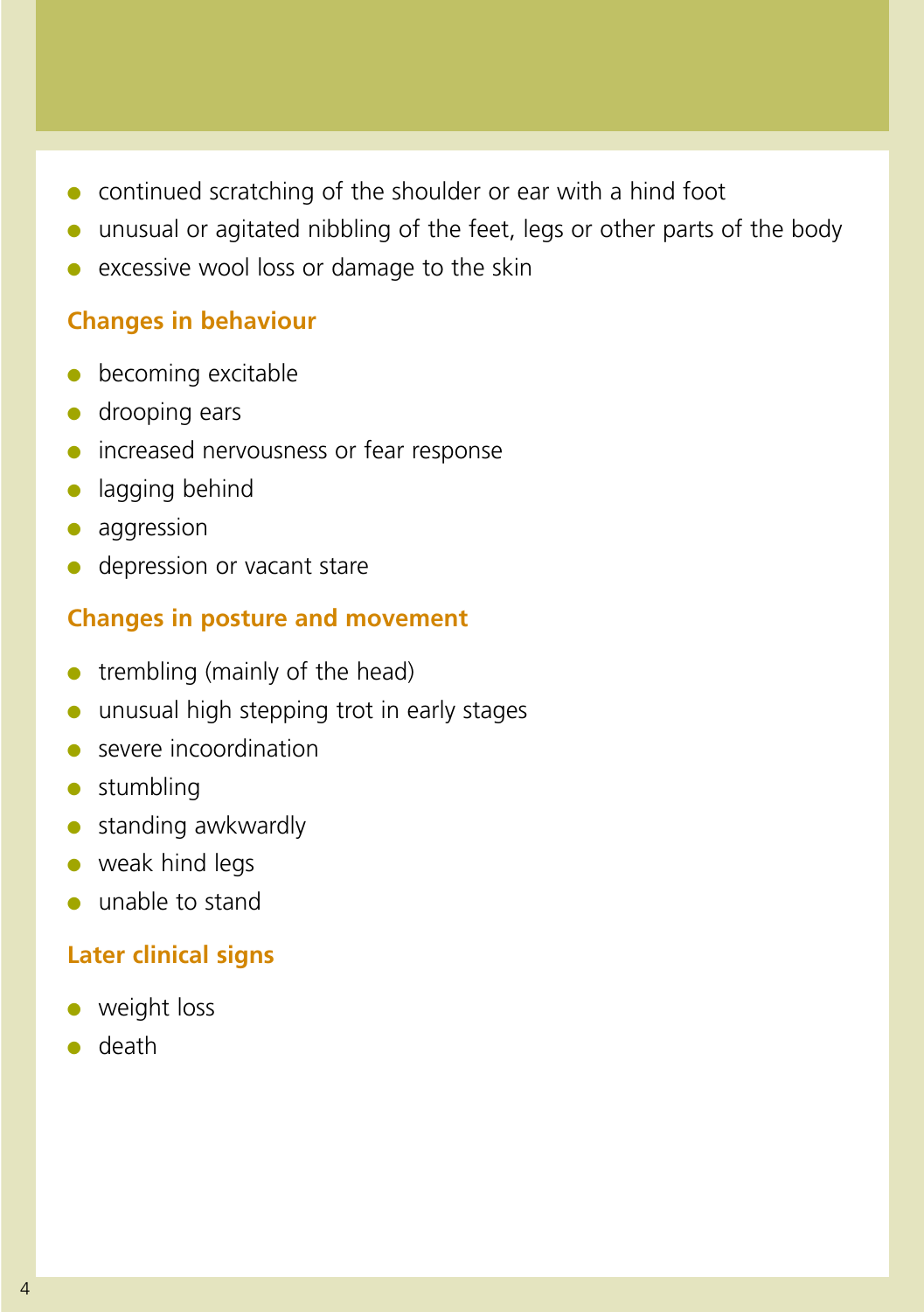- continued scratching of the shoulder or ear with a hind foot
- unusual or agitated nibbling of the feet, legs or other parts of the body
- excessive wool loss or damage to the skin

### Changes in behaviour

- becoming excitable
- drooping ears
- increased nervousness or fear response
- lagging behind
- aggression
- depression or vacant stare

### Changes in posture and movement

- trembling (mainly of the head)
- unusual high stepping trot in early stages
- severe incoordination
- stumbling
- standing awkwardly
- weak hind legs
- unable to stand

### Later clinical signs

- weight loss
- death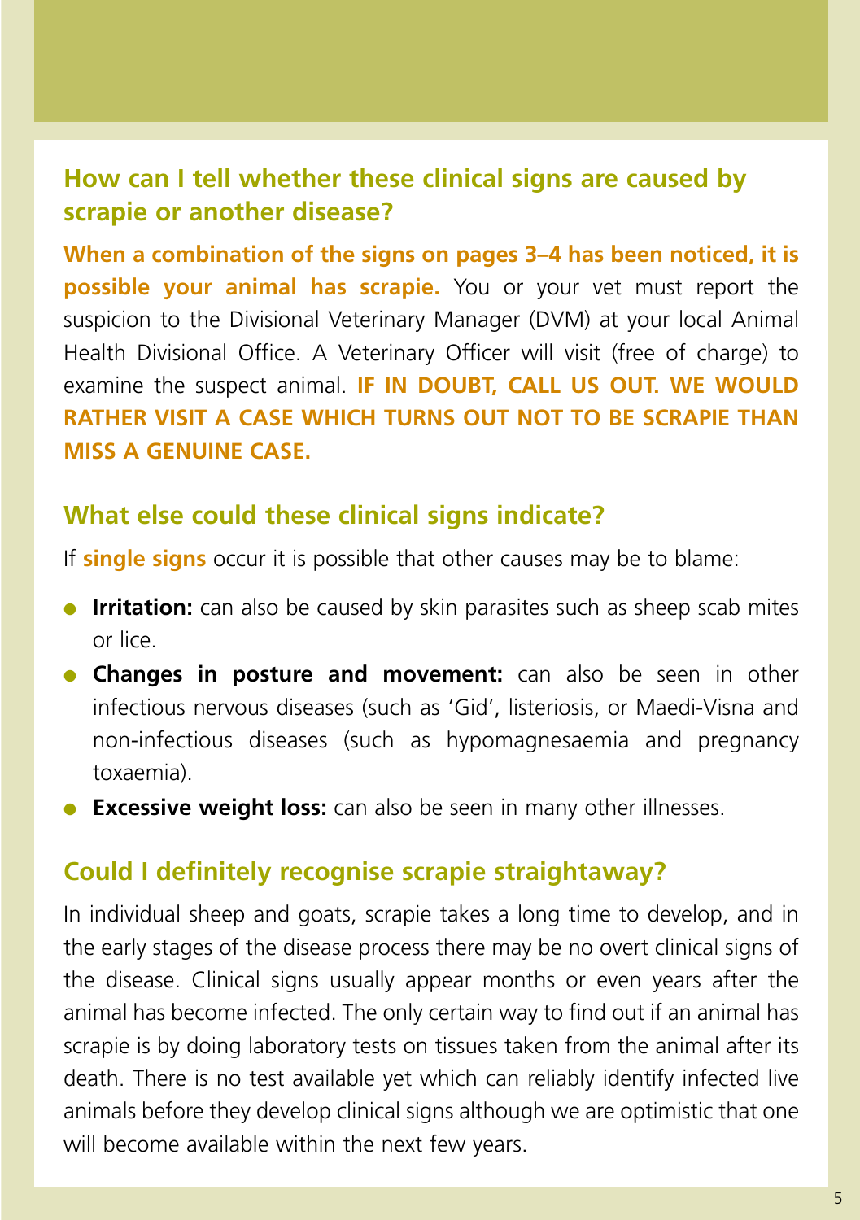## How can I tell whether these clinical signs are caused by scrapie or another disease?

**When a combination of the signs on pages 3–4 has been noticed, it is possible your animal has scrapie.** You or your vet must report the suspicion to the Divisional Veterinary Manager (DVM) at your local Animal Health Divisional Office. A Veterinary Officer will visit (free of charge) to examine the suspect animal. **IF IN DOUBT, CALL US OUT. WE WOULD RATHER VISIT A CASE WHICH TURNS OUT NOT TO BE SCRAPIE THAN MISS A GENUINE CASE.**

## What else could these clinical signs indicate?

If **single signs** occur it is possible that other causes may be to blame:

- **Irritation:** can also be caused by skin parasites such as sheep scab mites or lice.
- **Changes in posture and movement:** can also be seen in other infectious nervous diseases (such as 'Gid', listeriosis, or Maedi-Visna and non-infectious diseases (such as hypomagnesaemia and pregnancy toxaemia).
- **Excessive weight loss:** can also be seen in many other illnesses.

## Could I definitely recognise scrapie straightaway?

In individual sheep and goats, scrapie takes a long time to develop, and in the early stages of the disease process there may be no overt clinical signs of the disease. Clinical signs usually appear months or even years after the animal has become infected. The only certain way to find out if an animal has scrapie is by doing laboratory tests on tissues taken from the animal after its death. There is no test available yet which can reliably identify infected live animals before they develop clinical signs although we are optimistic that one will become available within the next few years.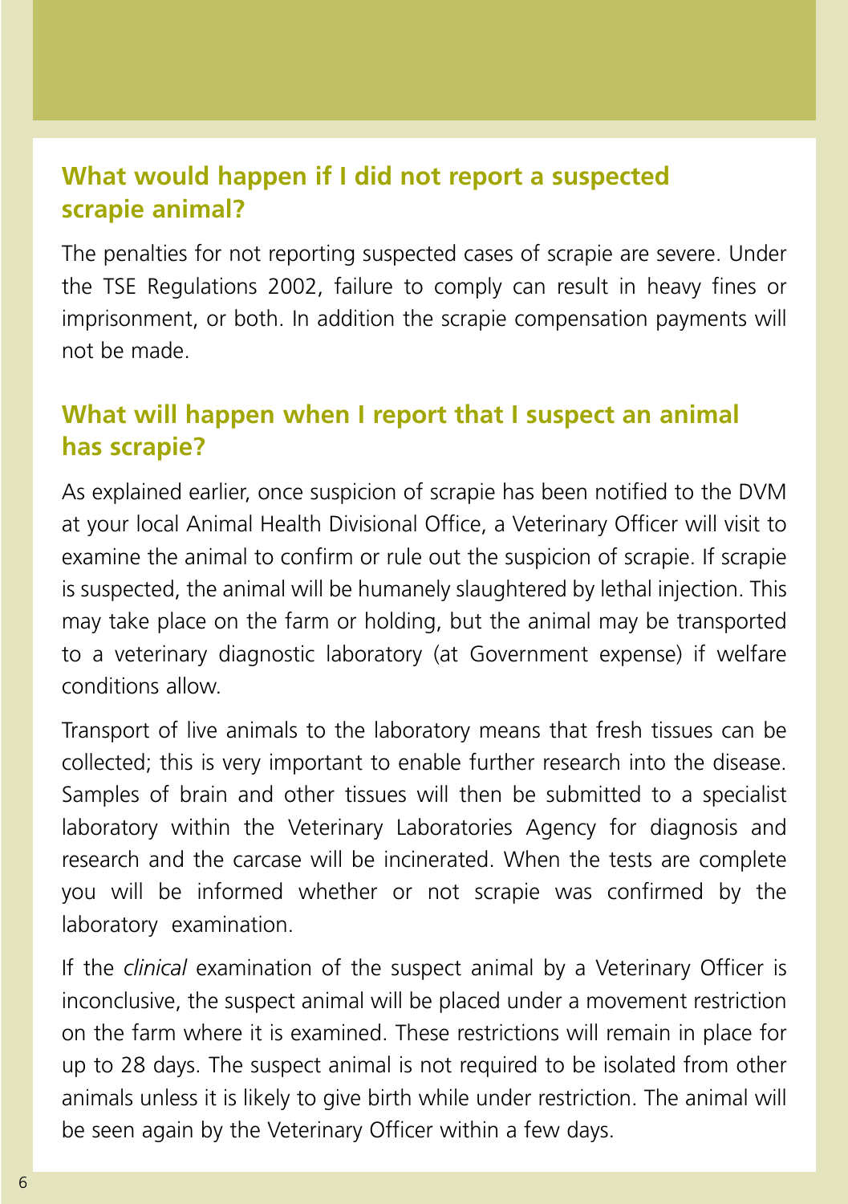## What would happen if I did not report a suspected scrapie animal?

The penalties for not reporting suspected cases of scrapie are severe. Under the TSE Regulations 2002, failure to comply can result in heavy fines or imprisonment, or both. In addition the scrapie compensation payments will not be made.

## What will happen when I report that I suspect an animal has scrapie?

As explained earlier, once suspicion of scrapie has been notified to the DVM at your local Animal Health Divisional Office, a Veterinary Officer will visit to examine the animal to confirm or rule out the suspicion of scrapie. If scrapie is suspected, the animal will be humanely slaughtered by lethal injection. This may take place on the farm or holding, but the animal may be transported to a veterinary diagnostic laboratory (at Government expense) if welfare conditions allow.

Transport of live animals to the laboratory means that fresh tissues can be collected; this is very important to enable further research into the disease. Samples of brain and other tissues will then be submitted to a specialist laboratory within the Veterinary Laboratories Agency for diagnosis and research and the carcase will be incinerated. When the tests are complete you will be informed whether or not scrapie was confirmed by the laboratory examination.

If the *clinical* examination of the suspect animal by a Veterinary Officer is inconclusive, the suspect animal will be placed under a movement restriction on the farm where it is examined. These restrictions will remain in place for up to 28 days. The suspect animal is not required to be isolated from other animals unless it is likely to give birth while under restriction. The animal will be seen again by the Veterinary Officer within a few days.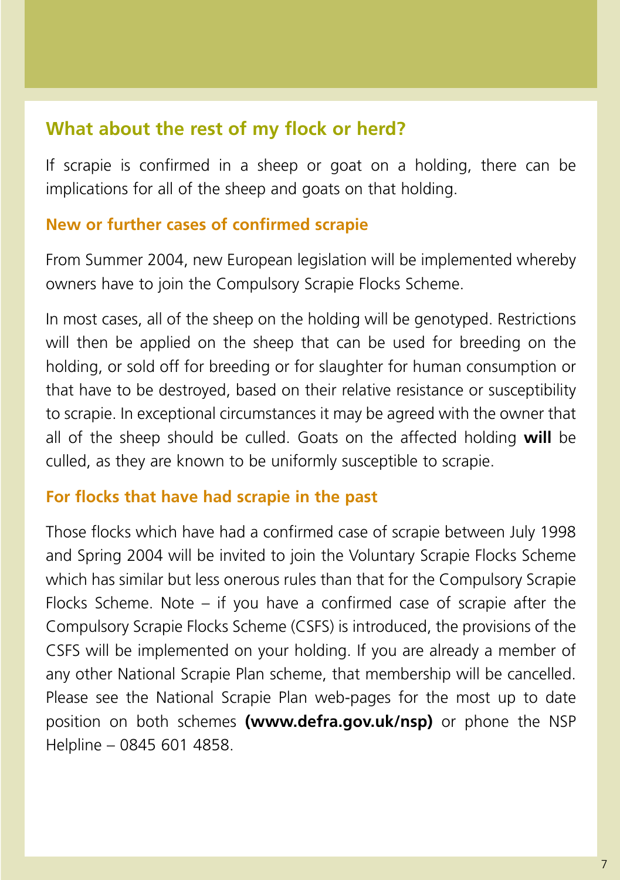## What about the rest of my flock or herd?

If scrapie is confirmed in a sheep or goat on a holding, there can be implications for all of the sheep and goats on that holding.

### New or further cases of confirmed scrapie

From Summer 2004, new European legislation will be implemented whereby owners have to join the Compulsory Scrapie Flocks Scheme.

In most cases, all of the sheep on the holding will be genotyped. Restrictions will then be applied on the sheep that can be used for breeding on the holding, or sold off for breeding or for slaughter for human consumption or that have to be destroyed, based on their relative resistance or susceptibility to scrapie. In exceptional circumstances it may be agreed with the owner that all of the sheep should be culled. Goats on the affected holding **will** be culled, as they are known to be uniformly susceptible to scrapie.

### For flocks that have had scrapie in the past

Those flocks which have had a confirmed case of scrapie between July 1998 and Spring 2004 will be invited to join the Voluntary Scrapie Flocks Scheme which has similar but less onerous rules than that for the Compulsory Scrapie Flocks Scheme. Note – if you have a confirmed case of scrapie after the Compulsory Scrapie Flocks Scheme (CSFS) is introduced, the provisions of the CSFS will be implemented on your holding. If you are already a member of any other National Scrapie Plan scheme, that membership will be cancelled. Please see the National Scrapie Plan web-pages for the most up to date position on both schemes **(www.defra.gov.uk/nsp)** or phone the NSP Helpline – 0845 601 4858.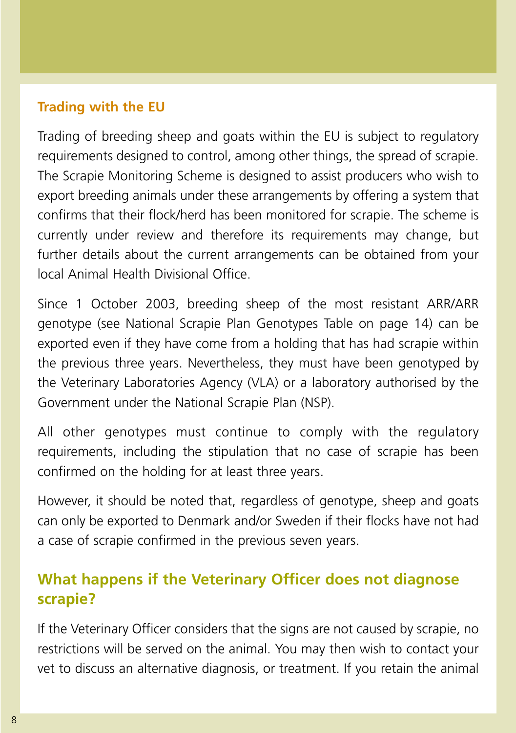### Trading with the EU

Trading of breeding sheep and goats within the EU is subject to regulatory requirements designed to control, among other things, the spread of scrapie. The Scrapie Monitoring Scheme is designed to assist producers who wish to export breeding animals under these arrangements by offering a system that confirms that their flock/herd has been monitored for scrapie. The scheme is currently under review and therefore its requirements may change, but further details about the current arrangements can be obtained from your local Animal Health Divisional Office.

Since 1 October 2003, breeding sheep of the most resistant ARR/ARR genotype (see National Scrapie Plan Genotypes Table on page 14) can be exported even if they have come from a holding that has had scrapie within the previous three years. Nevertheless, they must have been genotyped by the Veterinary Laboratories Agency (VLA) or a laboratory authorised by the Government under the National Scrapie Plan (NSP).

All other genotypes must continue to comply with the regulatory requirements, including the stipulation that no case of scrapie has been confirmed on the holding for at least three years.

However, it should be noted that, regardless of genotype, sheep and goats can only be exported to Denmark and/or Sweden if their flocks have not had a case of scrapie confirmed in the previous seven years.

## What happens if the Veterinary Officer does not diagnose scrapie?

If the Veterinary Officer considers that the signs are not caused by scrapie, no restrictions will be served on the animal. You may then wish to contact your vet to discuss an alternative diagnosis, or treatment. If you retain the animal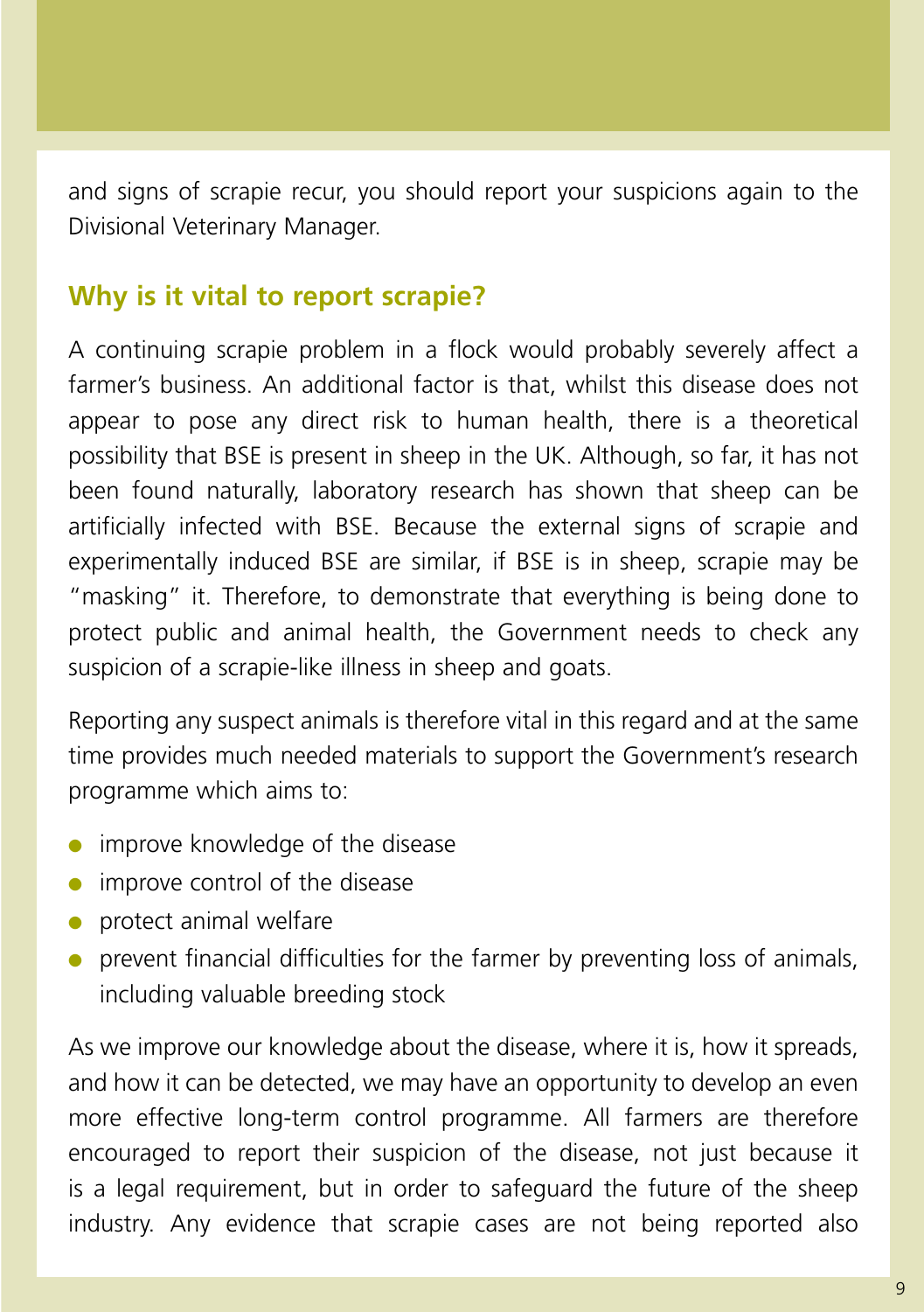and signs of scrapie recur, you should report your suspicions again to the Divisional Veterinary Manager.

## Why is it vital to report scrapie?

A continuing scrapie problem in a flock would probably severely affect a farmer's business. An additional factor is that, whilst this disease does not appear to pose any direct risk to human health, there is a theoretical possibility that BSE is present in sheep in the UK. Although, so far, it has not been found naturally, laboratory research has shown that sheep can be artificially infected with BSE. Because the external signs of scrapie and experimentally induced BSE are similar, if BSE is in sheep, scrapie may be "masking" it. Therefore, to demonstrate that everything is being done to protect public and animal health, the Government needs to check any suspicion of a scrapie-like illness in sheep and goats.

Reporting any suspect animals is therefore vital in this regard and at the same time provides much needed materials to support the Government's research programme which aims to:

- improve knowledge of the disease
- improve control of the disease
- protect animal welfare
- prevent financial difficulties for the farmer by preventing loss of animals, including valuable breeding stock

As we improve our knowledge about the disease, where it is, how it spreads, and how it can be detected, we may have an opportunity to develop an even more effective long-term control programme. All farmers are therefore encouraged to report their suspicion of the disease, not just because it is a legal requirement, but in order to safeguard the future of the sheep industry. Any evidence that scrapie cases are not being reported also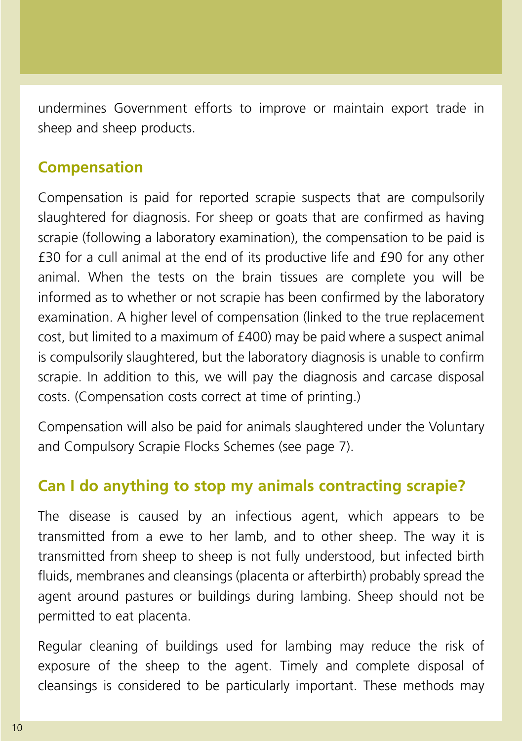undermines Government efforts to improve or maintain export trade in sheep and sheep products.

## Compensation

Compensation is paid for reported scrapie suspects that are compulsorily slaughtered for diagnosis. For sheep or goats that are confirmed as having scrapie (following a laboratory examination), the compensation to be paid is £30 for a cull animal at the end of its productive life and £90 for any other animal. When the tests on the brain tissues are complete you will be informed as to whether or not scrapie has been confirmed by the laboratory examination. A higher level of compensation (linked to the true replacement cost, but limited to a maximum of £400) may be paid where a suspect animal is compulsorily slaughtered, but the laboratory diagnosis is unable to confirm scrapie. In addition to this, we will pay the diagnosis and carcase disposal costs. (Compensation costs correct at time of printing.)

Compensation will also be paid for animals slaughtered under the Voluntary and Compulsory Scrapie Flocks Schemes (see page 7).

## Can I do anything to stop my animals contracting scrapie?

The disease is caused by an infectious agent, which appears to be transmitted from a ewe to her lamb, and to other sheep. The way it is transmitted from sheep to sheep is not fully understood, but infected birth fluids, membranes and cleansings (placenta or afterbirth) probably spread the agent around pastures or buildings during lambing. Sheep should not be permitted to eat placenta.

Regular cleaning of buildings used for lambing may reduce the risk of exposure of the sheep to the agent. Timely and complete disposal of cleansings is considered to be particularly important. These methods may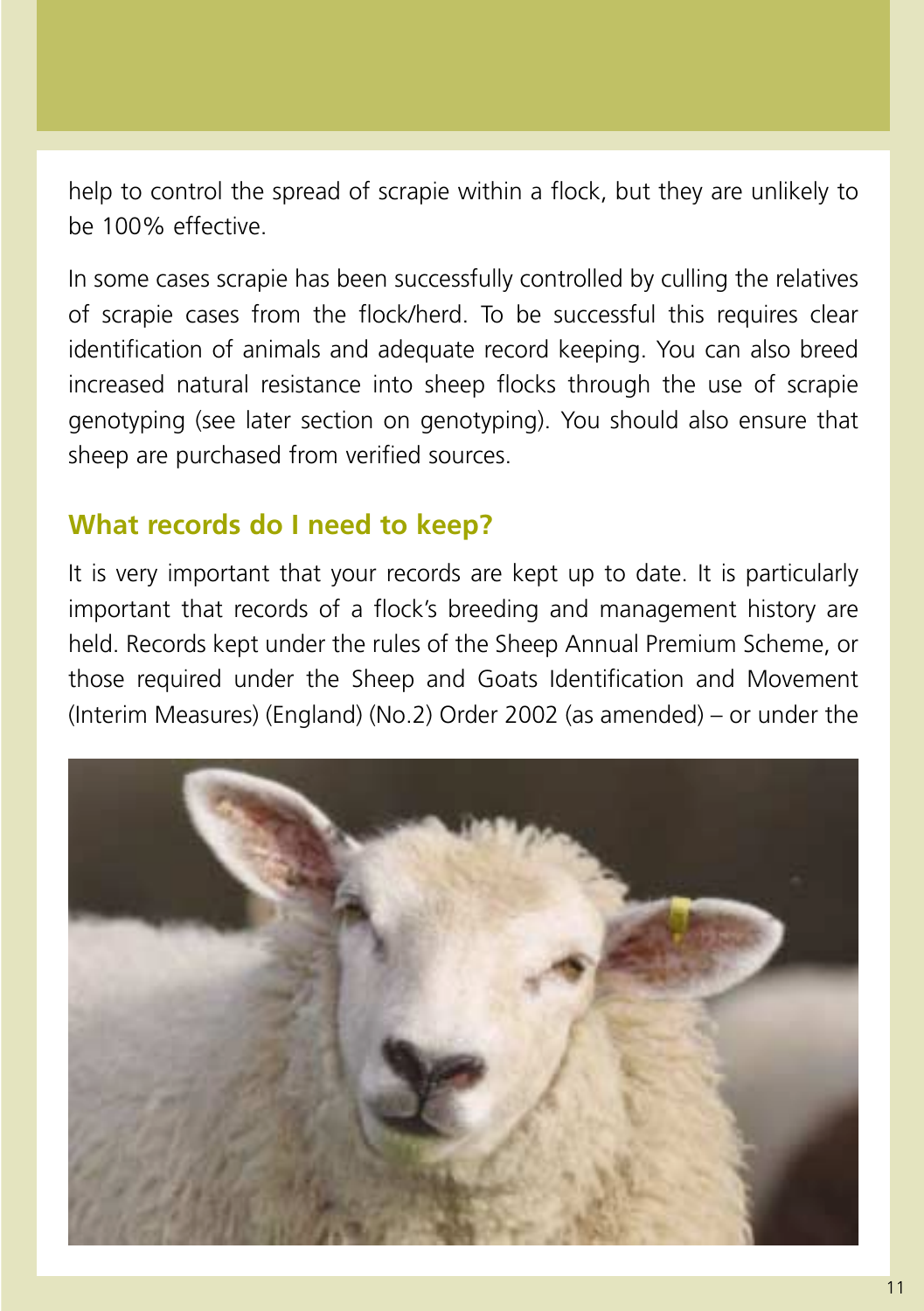help to control the spread of scrapie within a flock, but they are unlikely to be 100% effective.

In some cases scrapie has been successfully controlled by culling the relatives of scrapie cases from the flock/herd. To be successful this requires clear identification of animals and adequate record keeping. You can also breed increased natural resistance into sheep flocks through the use of scrapie genotyping (see later section on genotyping). You should also ensure that sheep are purchased from verified sources.

## What records do I need to keep?

It is very important that your records are kept up to date. It is particularly important that records of a flock's breeding and management history are held. Records kept under the rules of the Sheep Annual Premium Scheme, or those required under the Sheep and Goats Identification and Movement (Interim Measures) (England) (No.2) Order 2002 (as amended) – or under the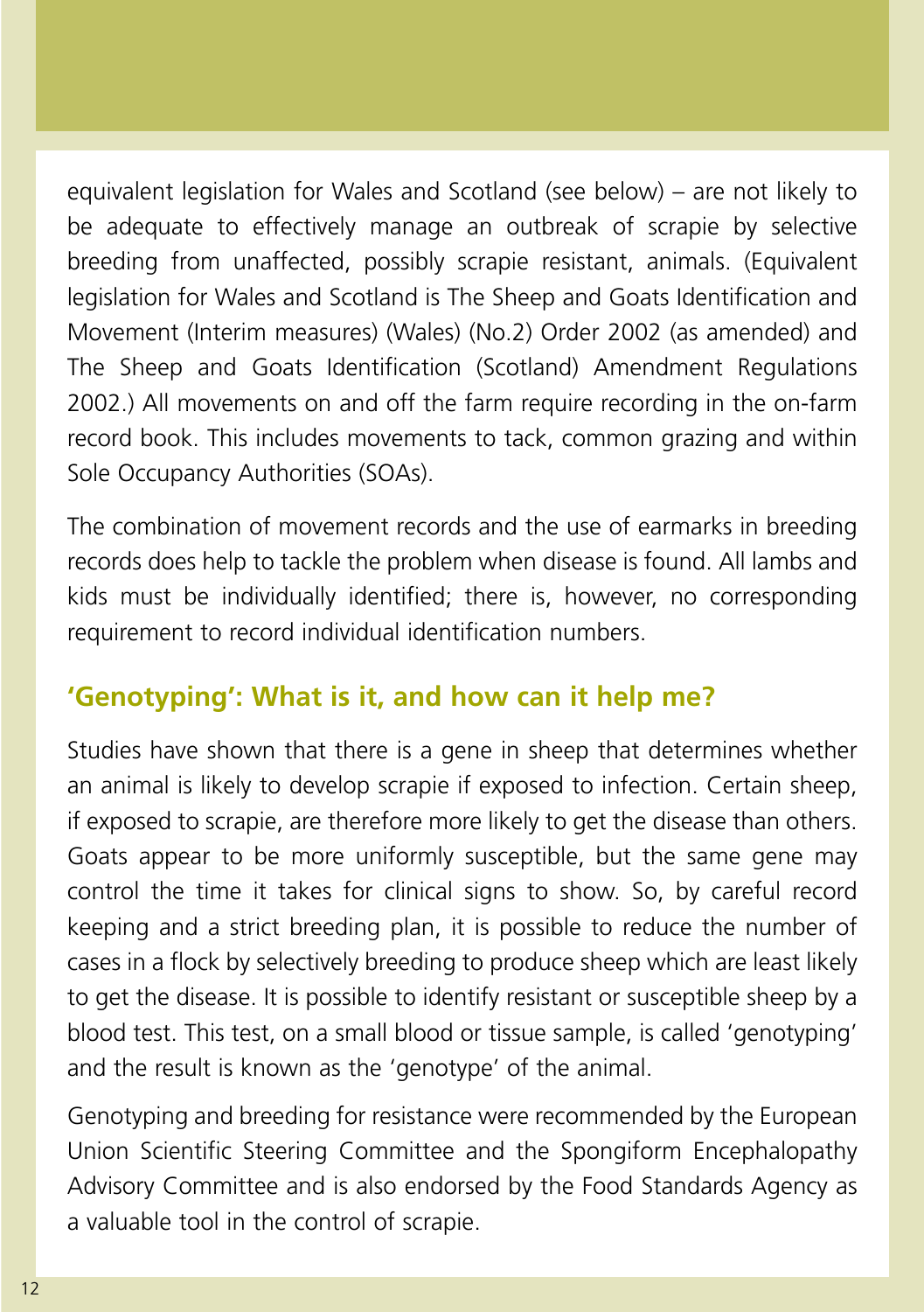equivalent legislation for Wales and Scotland (see below) – are not likely to be adequate to effectively manage an outbreak of scrapie by selective breeding from unaffected, possibly scrapie resistant, animals. (Equivalent legislation for Wales and Scotland is The Sheep and Goats Identification and Movement (Interim measures) (Wales) (No.2) Order 2002 (as amended) and The Sheep and Goats Identification (Scotland) Amendment Regulations 2002.) All movements on and off the farm require recording in the on-farm record book. This includes movements to tack, common grazing and within Sole Occupancy Authorities (SOAs).

The combination of movement records and the use of earmarks in breeding records does help to tackle the problem when disease is found. All lambs and kids must be individually identified; there is, however, no corresponding requirement to record individual identification numbers.

## 'Genotyping': What is it, and how can it help me?

Studies have shown that there is a gene in sheep that determines whether an animal is likely to develop scrapie if exposed to infection. Certain sheep, if exposed to scrapie, are therefore more likely to get the disease than others. Goats appear to be more uniformly susceptible, but the same gene may control the time it takes for clinical signs to show. So, by careful record keeping and a strict breeding plan, it is possible to reduce the number of cases in a flock by selectively breeding to produce sheep which are least likely to get the disease. It is possible to identify resistant or susceptible sheep by a blood test. This test, on a small blood or tissue sample, is called 'genotyping' and the result is known as the 'genotype' of the animal.

Genotyping and breeding for resistance were recommended by the European Union Scientific Steering Committee and the Spongiform Encephalopathy Advisory Committee and is also endorsed by the Food Standards Agency as a valuable tool in the control of scrapie.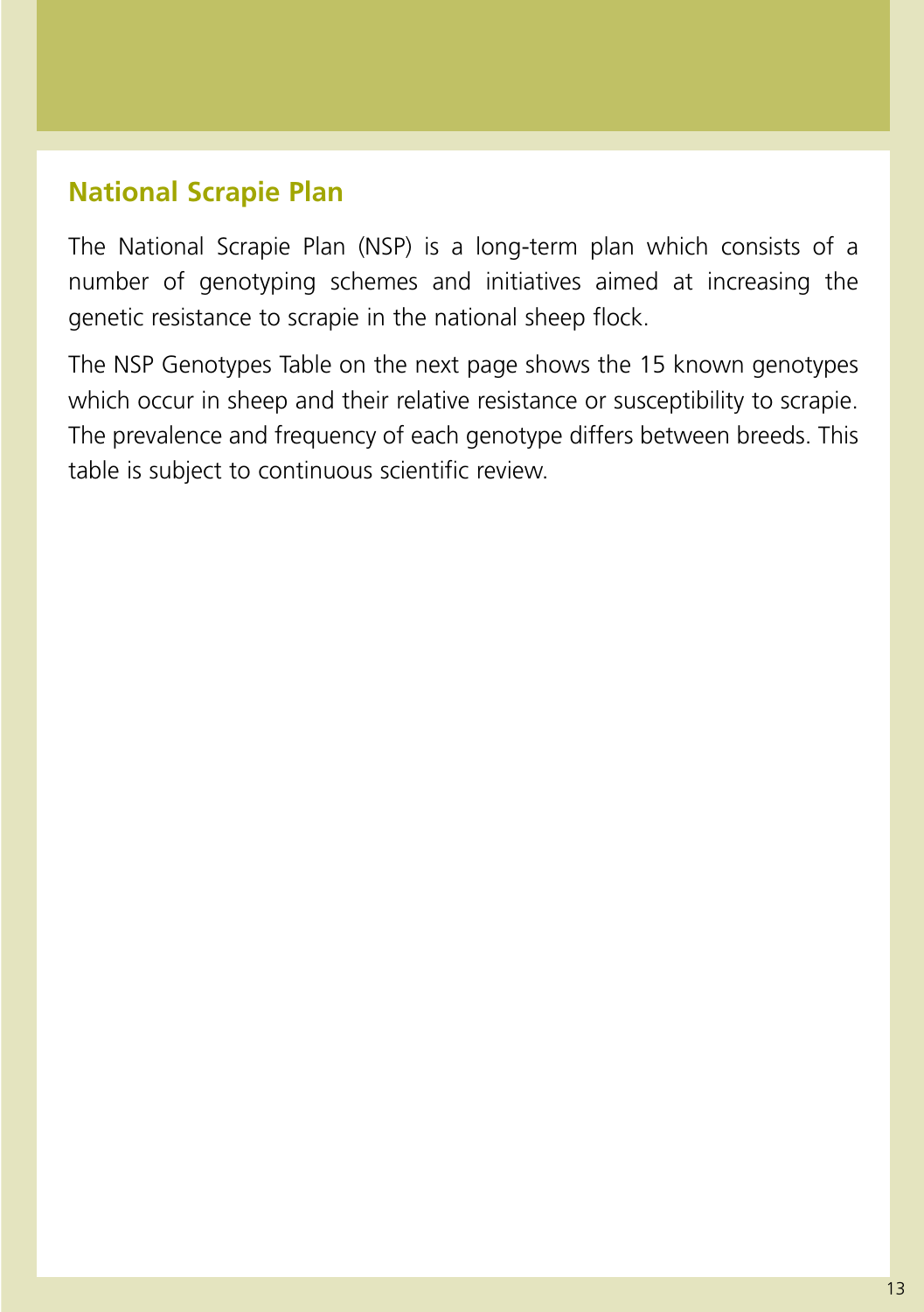## National Scrapie Plan

The National Scrapie Plan (NSP) is a long-term plan which consists of a number of genotyping schemes and initiatives aimed at increasing the genetic resistance to scrapie in the national sheep flock.

The NSP Genotypes Table on the next page shows the 15 known genotypes which occur in sheep and their relative resistance or susceptibility to scrapie. The prevalence and frequency of each genotype differs between breeds. This table is subject to continuous scientific review.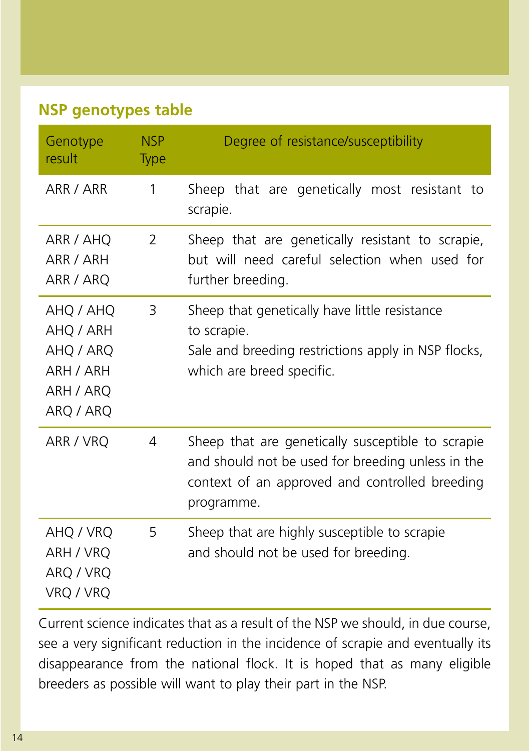## NSP genotypes table

| Genotype result | NSP Type | Degree of resistance/susceptibility |
|---|---|---|
| ARR / ARR | 1 | Sheep that are genetically most resistant to scrapie. |
| ARR / AHQ<br>ARR / ARH<br>ARR / ARQ | 2 | Sheep that are genetically resistant to scrapie, but will need careful selection when used for further breeding. |
| AHQ / AHQ<br>AHQ / ARH<br>AHQ / ARQ<br>ARH / ARH<br>ARH / ARQ<br>ARQ / ARQ | 3 | Sheep that genetically have little resistance to scrapie.<br>Sale and breeding restrictions apply in NSP flocks, which are breed specific. |
| ARR / VRQ | 4 | Sheep that are genetically susceptible to scrapie and should not be used for breeding unless in the context of an approved and controlled breeding programme. |
| AHQ / VRQ<br>ARH / VRQ<br>ARQ / VRQ<br>VRQ / VRQ | 5 | Sheep that are highly susceptible to scrapie and should not be used for breeding. |

Current science indicates that as a result of the NSP we should, in due course, see a very significant reduction in the incidence of scrapie and eventually its disappearance from the national flock. It is hoped that as many eligible breeders as possible will want to play their part in the NSP.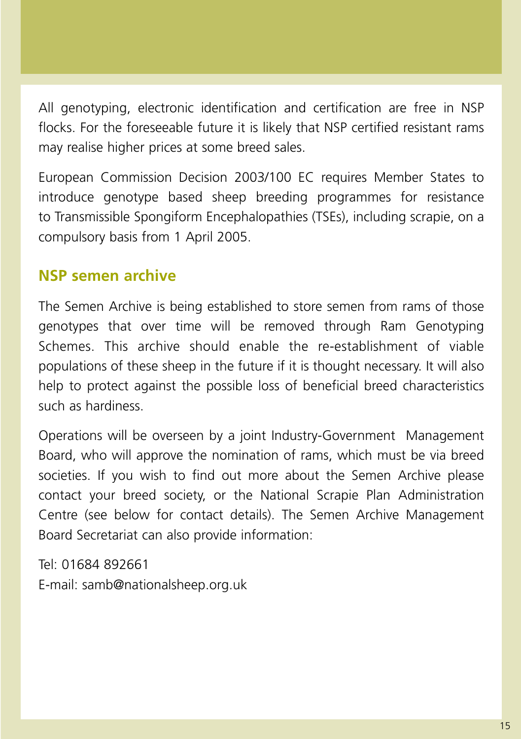All genotyping, electronic identification and certification are free in NSP flocks. For the foreseeable future it is likely that NSP certified resistant rams may realise higher prices at some breed sales.

European Commission Decision 2003/100 EC requires Member States to introduce genotype based sheep breeding programmes for resistance to Transmissible Spongiform Encephalopathies (TSEs), including scrapie, on a compulsory basis from 1 April 2005.

## NSP semen archive

The Semen Archive is being established to store semen from rams of those genotypes that over time will be removed through Ram Genotyping Schemes. This archive should enable the re-establishment of viable populations of these sheep in the future if it is thought necessary. It will also help to protect against the possible loss of beneficial breed characteristics such as hardiness.

Operations will be overseen by a joint Industry-Government Management Board, who will approve the nomination of rams, which must be via breed societies. If you wish to find out more about the Semen Archive please contact your breed society, or the National Scrapie Plan Administration Centre (see below for contact details). The Semen Archive Management Board Secretariat can also provide information:

Tel: 01684 892661
E-mail: samb@nationalsheep.org.uk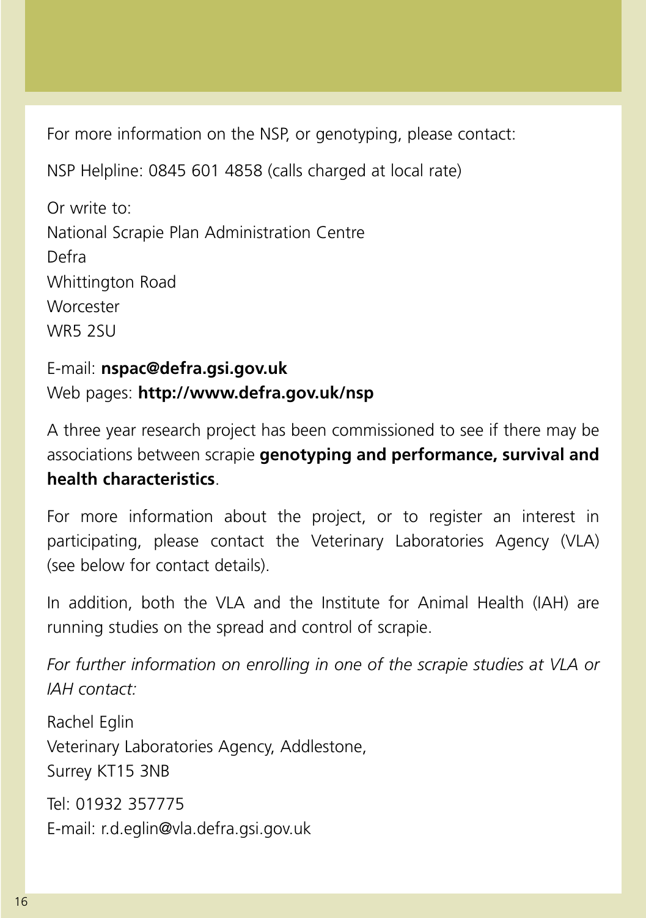For more information on the NSP, or genotyping, please contact:

NSP Helpline: 0845 601 4858 (calls charged at local rate)

Or write to:
National Scrapie Plan Administration Centre
Defra
Whittington Road
Worcester
WR5 2SU

E-mail: **nspac@defra.gsi.gov.uk**
Web pages: **http://www.defra.gov.uk/nsp**

A three year research project has been commissioned to see if there may be associations between scrapie **genotyping and performance, survival and health characteristics**.

For more information about the project, or to register an interest in participating, please contact the Veterinary Laboratories Agency (VLA) (see below for contact details).

In addition, both the VLA and the Institute for Animal Health (IAH) are running studies on the spread and control of scrapie.

*For further information on enrolling in one of the scrapie studies at VLA or IAH contact:*

Rachel Eglin
Veterinary Laboratories Agency, Addlestone,
Surrey KT15 3NB

Tel: 01932 357775
E-mail: r.d.eglin@vla.defra.gsi.gov.uk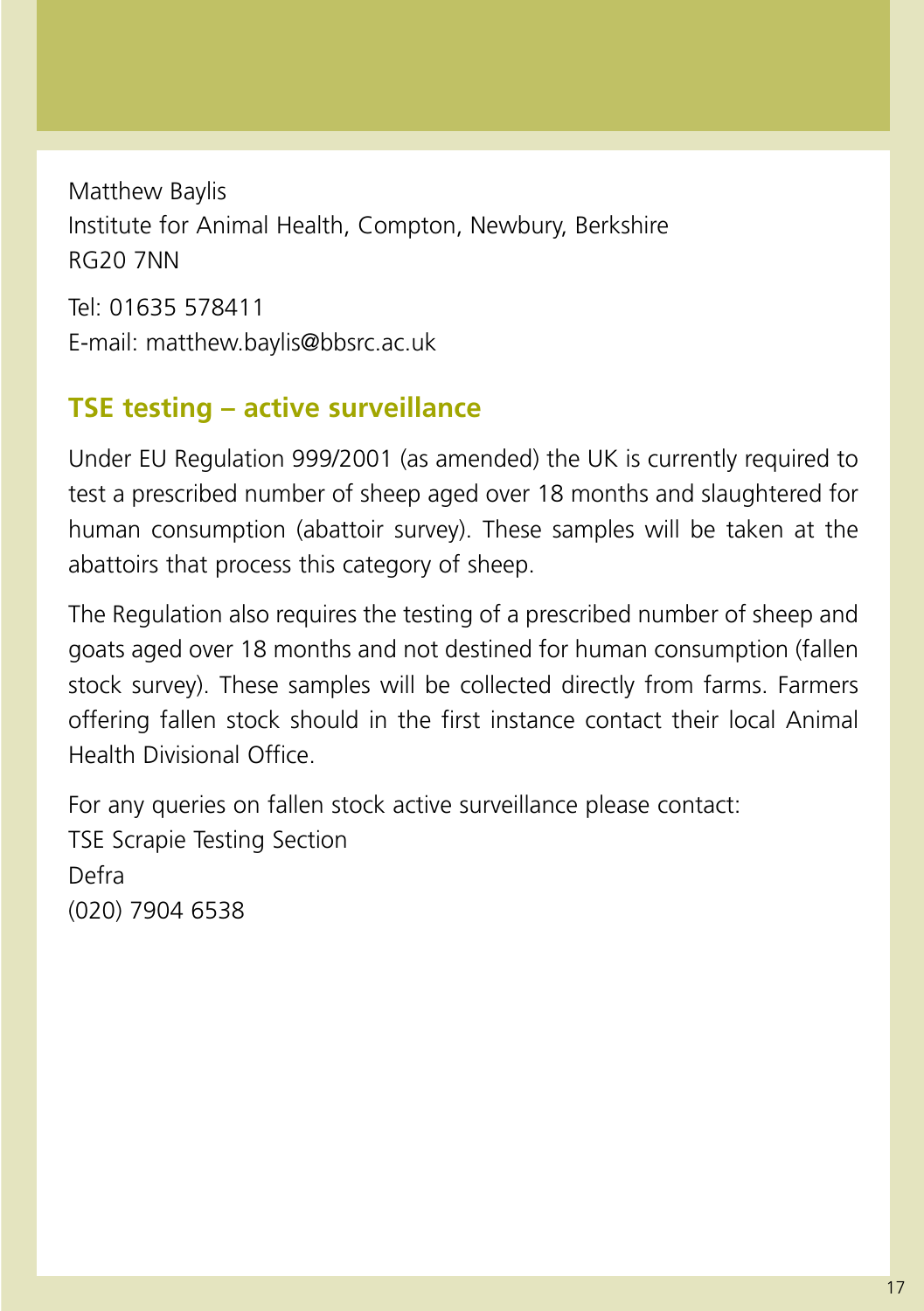Matthew Baylis
Institute for Animal Health, Compton, Newbury, Berkshire
RG20 7NN

Tel: 01635 578411
E-mail: matthew.baylis@bbsrc.ac.uk

## TSE testing – active surveillance

Under EU Regulation 999/2001 (as amended) the UK is currently required to test a prescribed number of sheep aged over 18 months and slaughtered for human consumption (abattoir survey). These samples will be taken at the abattoirs that process this category of sheep.

The Regulation also requires the testing of a prescribed number of sheep and goats aged over 18 months and not destined for human consumption (fallen stock survey). These samples will be collected directly from farms. Farmers offering fallen stock should in the first instance contact their local Animal Health Divisional Office.

For any queries on fallen stock active surveillance please contact:
TSE Scrapie Testing Section
Defra
(020) 7904 6538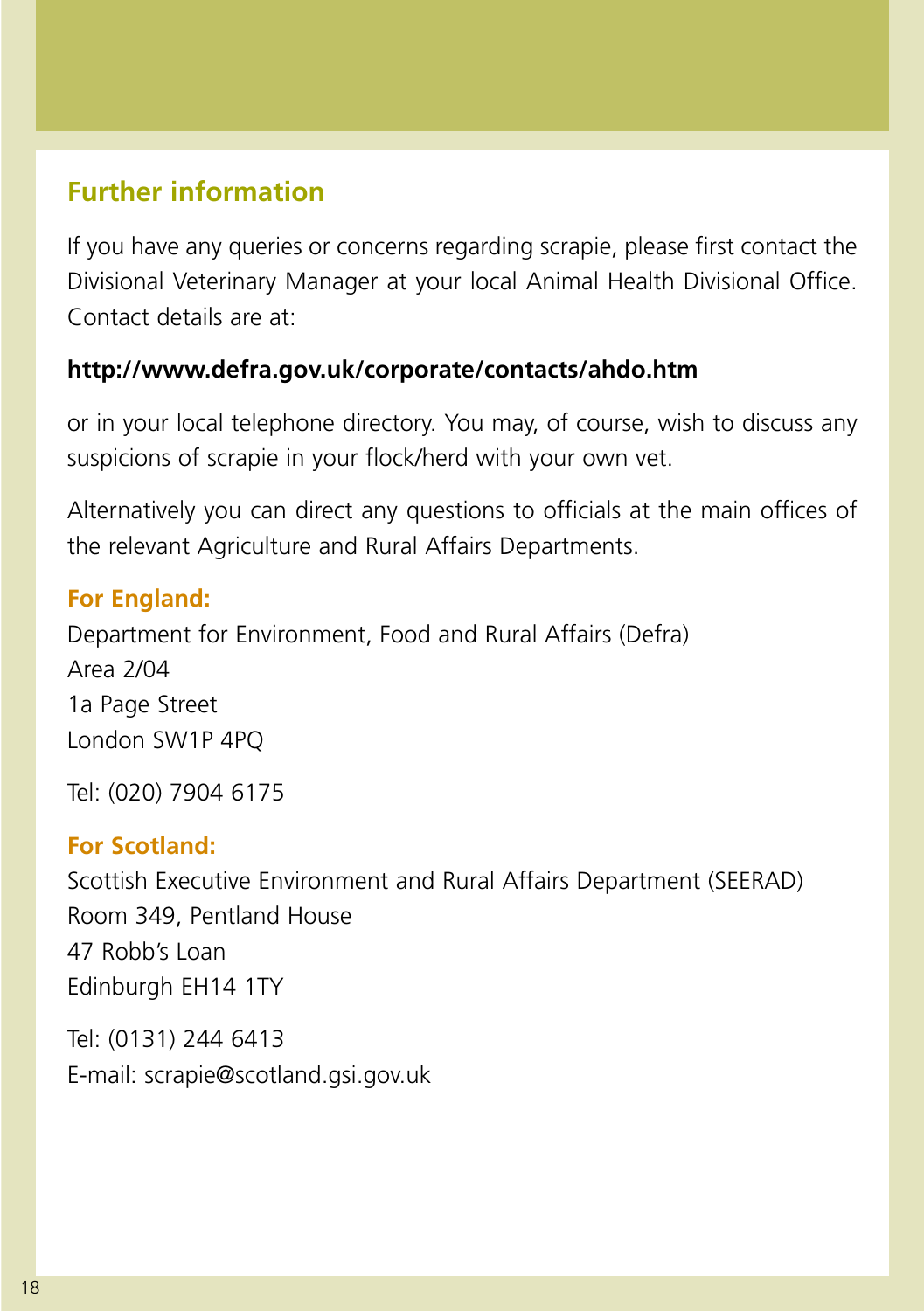## Further information

If you have any queries or concerns regarding scrapie, please first contact the Divisional Veterinary Manager at your local Animal Health Divisional Office. Contact details are at:

**http://www.defra.gov.uk/corporate/contacts/ahdo.htm**

or in your local telephone directory. You may, of course, wish to discuss any suspicions of scrapie in your flock/herd with your own vet.

Alternatively you can direct any questions to officials at the main offices of the relevant Agriculture and Rural Affairs Departments.

**For England:**
Department for Environment, Food and Rural Affairs (Defra)
Area 2/04
1a Page Street
London SW1P 4PQ

Tel: (020) 7904 6175

**For Scotland:**
Scottish Executive Environment and Rural Affairs Department (SEERAD)
Room 349, Pentland House
47 Robb's Loan
Edinburgh EH14 1TY

Tel: (0131) 244 6413
E-mail: scrapie@scotland.gsi.gov.uk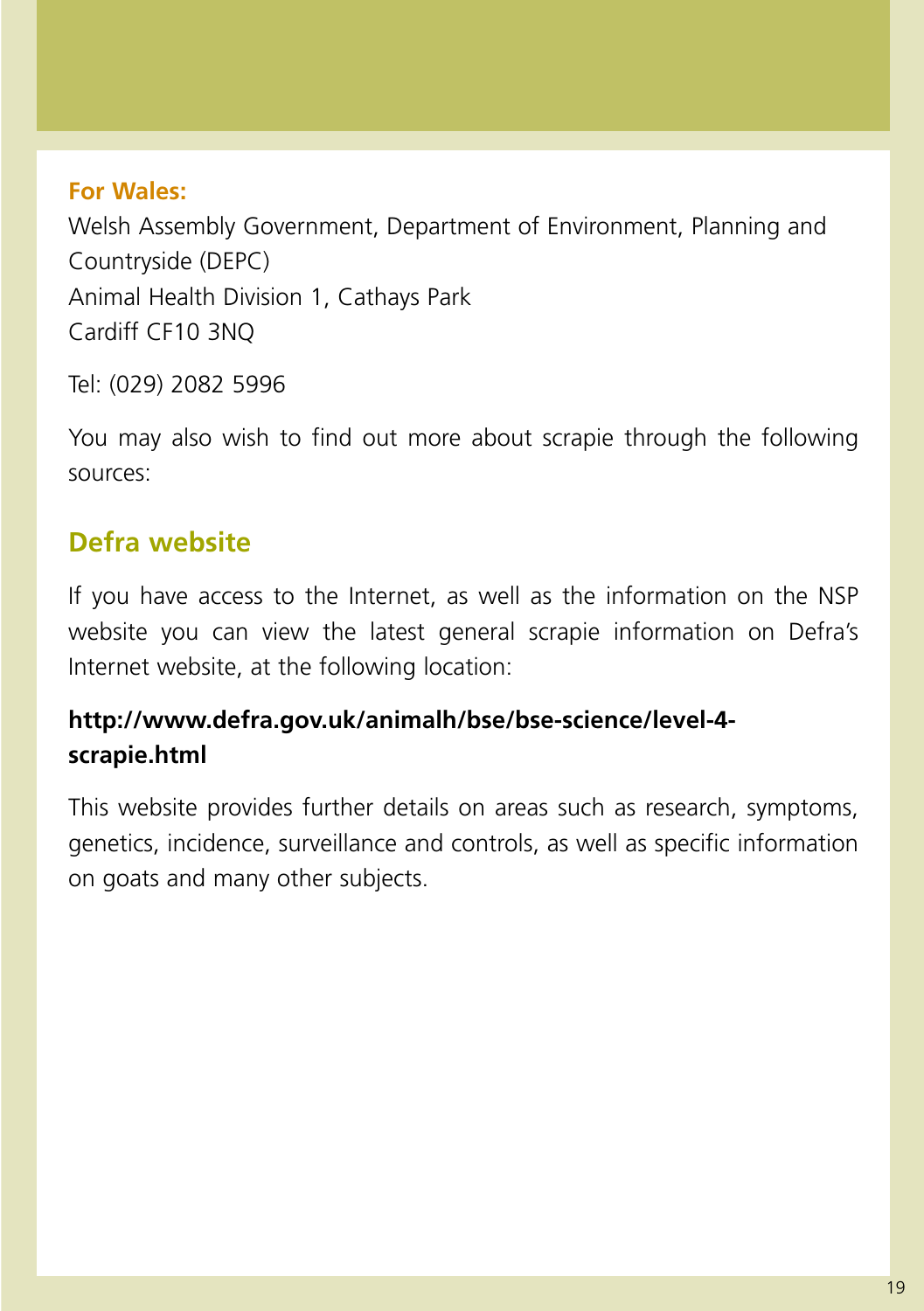**For Wales:**
Welsh Assembly Government, Department of Environment, Planning and Countryside (DEPC)
Animal Health Division 1, Cathays Park
Cardiff CF10 3NQ

Tel: (029) 2082 5996

You may also wish to find out more about scrapie through the following sources:

## Defra website

If you have access to the Internet, as well as the information on the NSP website you can view the latest general scrapie information on Defra's Internet website, at the following location:

**http://www.defra.gov.uk/animalh/bse/bse-science/level-4-scrapie.html**

This website provides further details on areas such as research, symptoms, genetics, incidence, surveillance and controls, as well as specific information on goats and many other subjects.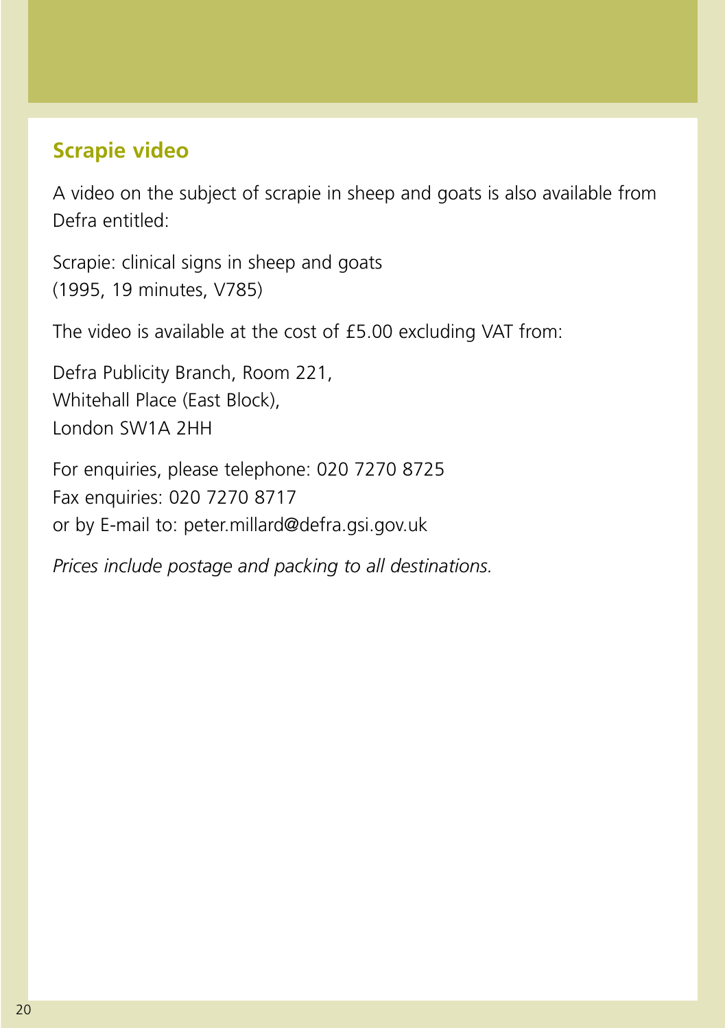## Scrapie video

A video on the subject of scrapie in sheep and goats is also available from Defra entitled:

Scrapie: clinical signs in sheep and goats
(1995, 19 minutes, V785)

The video is available at the cost of £5.00 excluding VAT from:

Defra Publicity Branch, Room 221,
Whitehall Place (East Block),
London SW1A 2HH

For enquiries, please telephone: 020 7270 8725
Fax enquiries: 020 7270 8717
or by E-mail to: peter.millard@defra.gsi.gov.uk

*Prices include postage and packing to all destinations.*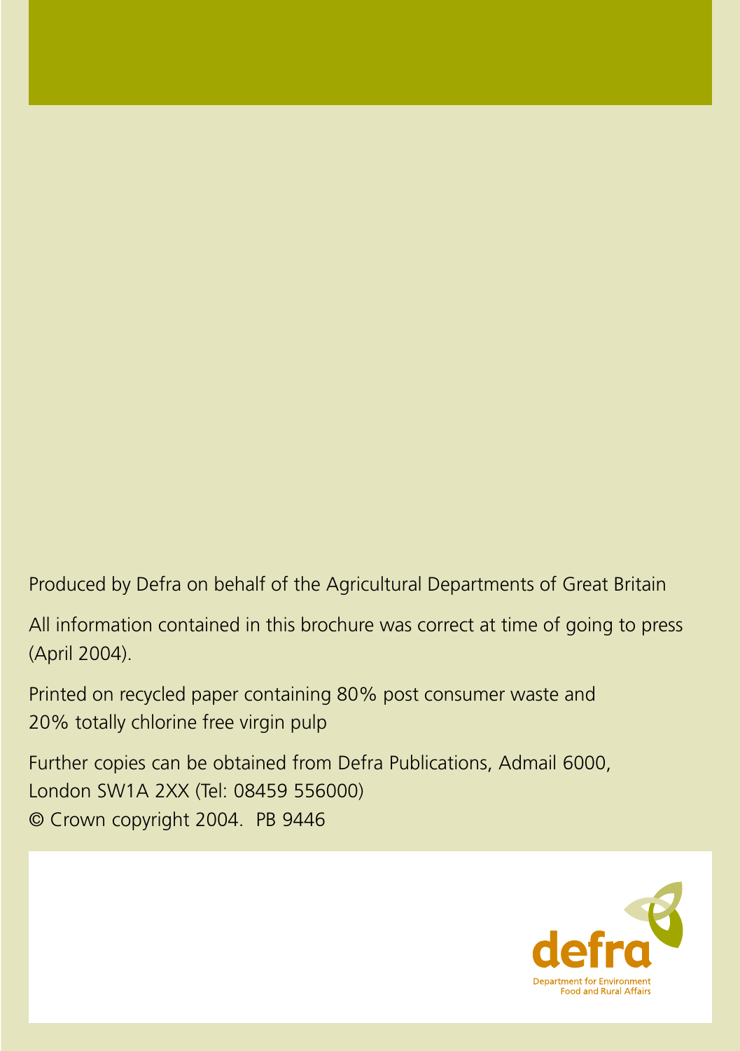Produced by Defra on behalf of the Agricultural Departments of Great Britain

All information contained in this brochure was correct at time of going to press (April 2004).

Printed on recycled paper containing 80% post consumer waste and 20% totally chlorine free virgin pulp

Further copies can be obtained from Defra Publications, Admail 6000, London SW1A 2XX (Tel: 08459 556000)
© Crown copyright 2004. PB 9446

defra
Department for Environment Food and Rural Affairs